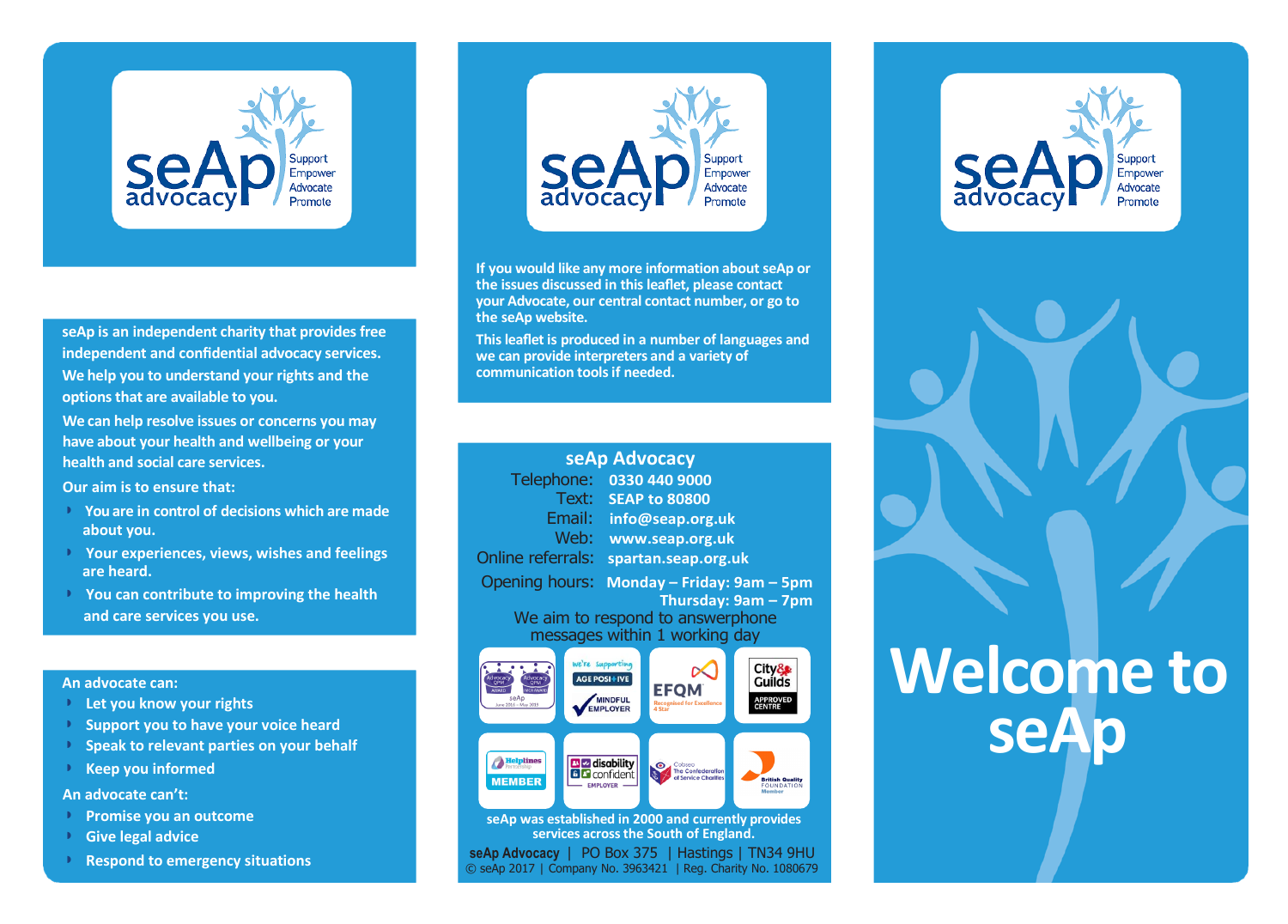seAp advocacy
Support
Empower
Advocate
Promote

seAp is an independent charity that provides free independent and confidential advocacy services. We help you to understand your rights and the options that are available to you.

We can help resolve issues or concerns you may have about your health and wellbeing or your health and social care services.

Our aim is to ensure that:

- You are in control of decisions which are made about you.
- Your experiences, views, wishes and feelings are heard.
- You can contribute to improving the health and care services you use.

**An advocate can:**

- Let you know your rights
- Support you to have your voice heard
- Speak to relevant parties on your behalf
- Keep you informed

**An advocate can't:**

- Promise you an outcome
- Give legal advice
- Respond to emergency situations

seAp advocacy
Support
Empower
Advocate
Promote

If you would like any more information about seAp or the issues discussed in this leaflet, please contact your Advocate, our central contact number, or go to the seAp website.

This leaflet is produced in a number of languages and we can provide interpreters and a variety of communication tools if needed.

## seAp Advocacy

Telephone: **0330 440 9000**
Text: **SEAP to 80800**
Email: **info@seap.org.uk**
Web: **www.seap.org.uk**
Online referrals: **spartan.seap.org.uk**
Opening hours: **Monday – Friday: 9am – 5pm**
**Thursday: 9am – 7pm**

We aim to respond to answerphone messages within 1 working day

seAp was established in 2000 and currently provides services across the South of England.

**seAp Advocacy** | PO Box 375 | Hastings | TN34 9HU
© seAp 2017 | Company No. 3963421 | Reg. Charity No. 1080679

seAp advocacy
Support
Empower
Advocate
Promote

# Welcome to seAp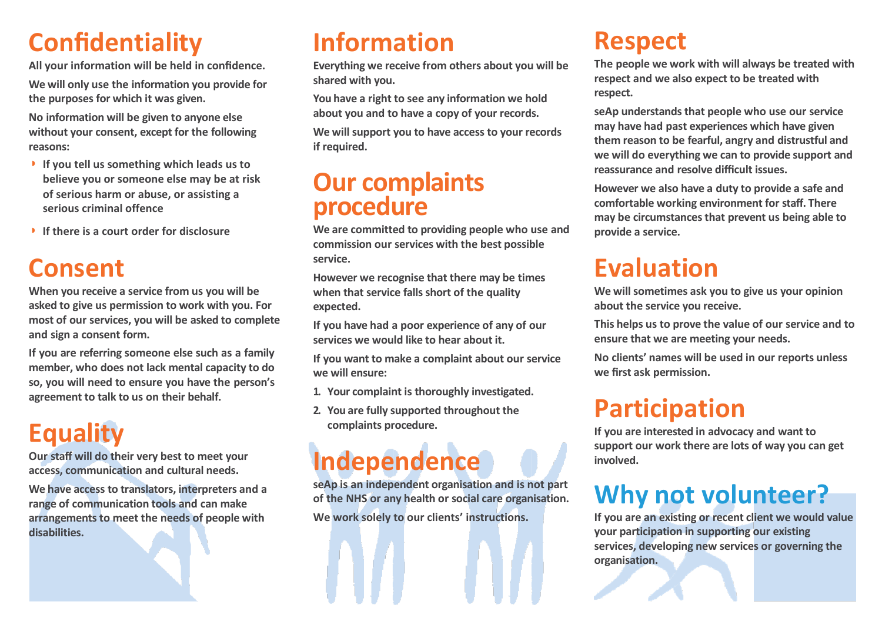# Confidentiality

All your information will be held in confidence.

We will only use the information you provide for the purposes for which it was given.

No information will be given to anyone else without your consent, except for the following reasons:

- If you tell us something which leads us to believe you or someone else may be at risk of serious harm or abuse, or assisting a serious criminal offence
- If there is a court order for disclosure

# Consent

When you receive a service from us you will be asked to give us permission to work with you. For most of our services, you will be asked to complete and sign a consent form.

If you are referring someone else such as a family member, who does not lack mental capacity to do so, you will need to ensure you have the person's agreement to talk to us on their behalf.

# Equality

Our staff will do their very best to meet your access, communication and cultural needs.

We have access to translators, interpreters and a range of communication tools and can make arrangements to meet the needs of people with disabilities.

# Information

Everything we receive from others about you will be shared with you.

You have a right to see any information we hold about you and to have a copy of your records.

We will support you to have access to your records if required.

# Our complaints procedure

We are committed to providing people who use and commission our services with the best possible service.

However we recognise that there may be times when that service falls short of the quality expected.

If you have had a poor experience of any of our services we would like to hear about it.

If you want to make a complaint about our service we will ensure:

1. Your complaint is thoroughly investigated.
2. You are fully supported throughout the complaints procedure.

# Independence

seAp is an independent organisation and is not part of the NHS or any health or social care organisation.

We work solely to our clients' instructions.

# Respect

The people we work with will always be treated with respect and we also expect to be treated with respect.

seAp understands that people who use our service may have had past experiences which have given them reason to be fearful, angry and distrustful and we will do everything we can to provide support and reassurance and resolve difficult issues.

However we also have a duty to provide a safe and comfortable working environment for staff. There may be circumstances that prevent us being able to provide a service.

# Evaluation

We will sometimes ask you to give us your opinion about the service you receive.

This helps us to prove the value of our service and to ensure that we are meeting your needs.

No clients' names will be used in our reports unless we first ask permission.

# Participation

If you are interested in advocacy and want to support our work there are lots of way you can get involved.

# Why not volunteer?

If you are an existing or recent client we would value your participation in supporting our existing services, developing new services or governing the organisation.